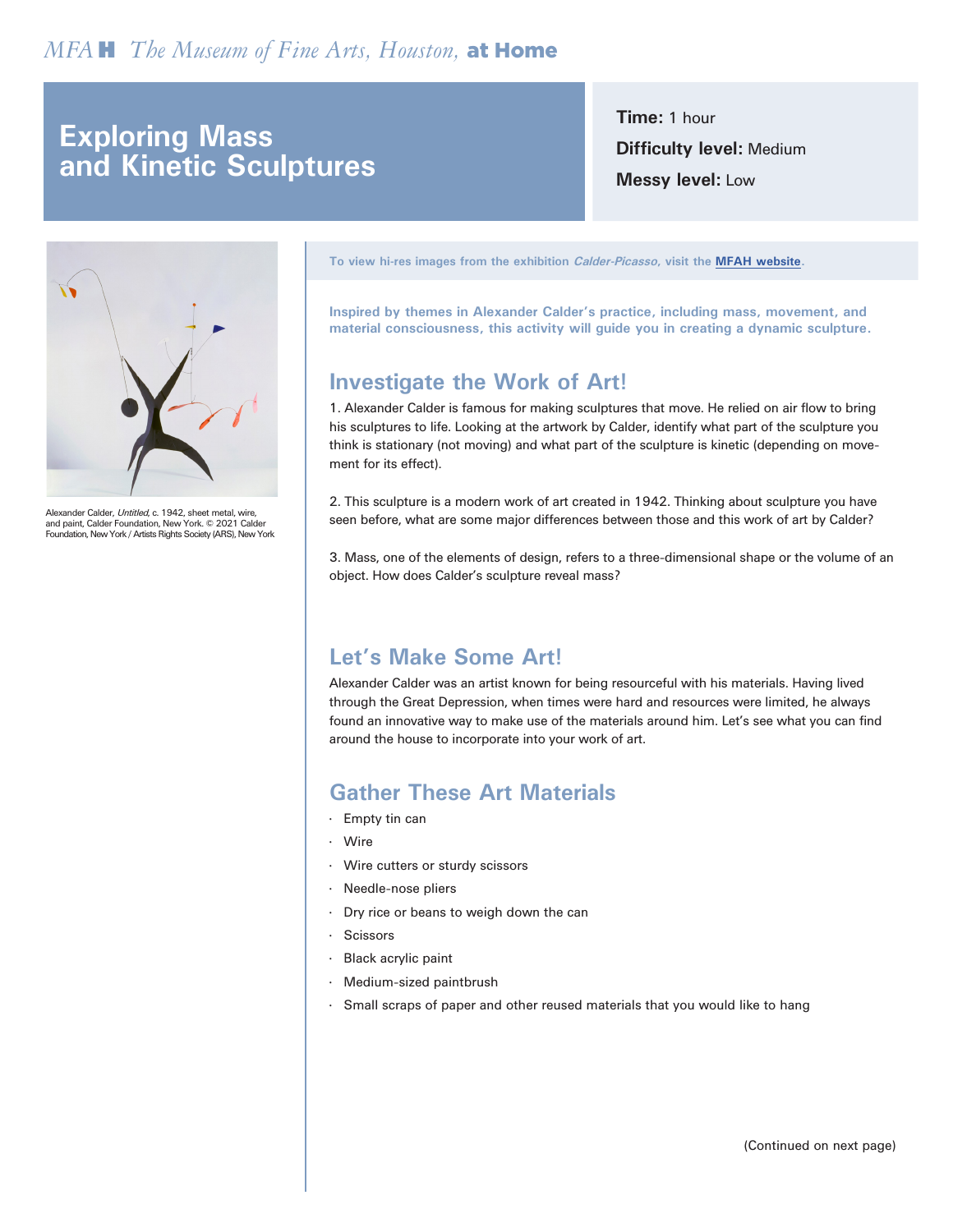*MFA* **H** *The Museum of Fine Arts, Houston,* **at Home**

# Exploring Mass and Kinetic Sculptures

**Time:** 1 hour

**Difficulty level:** Medium

**Messy level:** Low

Alexander Calder, *Untitled,* c. 1942, sheet metal, wire, and paint, Calder Foundation, New York. © 2021 Calder Foundation, New York / Artists Rights Society (ARS), New York

**To view hi-res images from the exhibition *Calder-Picasso,* visit the MFAH website.**

**Inspired by themes in Alexander Calder's practice, including mass, movement, and material consciousness, this activity will guide you in creating a dynamic sculpture.**

## Investigate the Work of Art!

1. Alexander Calder is famous for making sculptures that move. He relied on air flow to bring his sculptures to life. Looking at the artwork by Calder, identify what part of the sculpture you think is stationary (not moving) and what part of the sculpture is kinetic (depending on movement for its effect).

2. This sculpture is a modern work of art created in 1942. Thinking about sculpture you have seen before, what are some major differences between those and this work of art by Calder?

3. Mass, one of the elements of design, refers to a three-dimensional shape or the volume of an object. How does Calder's sculpture reveal mass?

## Let's Make Some Art!

Alexander Calder was an artist known for being resourceful with his materials. Having lived through the Great Depression, when times were hard and resources were limited, he always found an innovative way to make use of the materials around him. Let's see what you can find around the house to incorporate into your work of art.

## Gather These Art Materials

- Empty tin can
- Wire
- Wire cutters or sturdy scissors
- Needle-nose pliers
- Dry rice or beans to weigh down the can
- Scissors
- Black acrylic paint
- Medium-sized paintbrush
- Small scraps of paper and other reused materials that you would like to hang

(Continued on next page)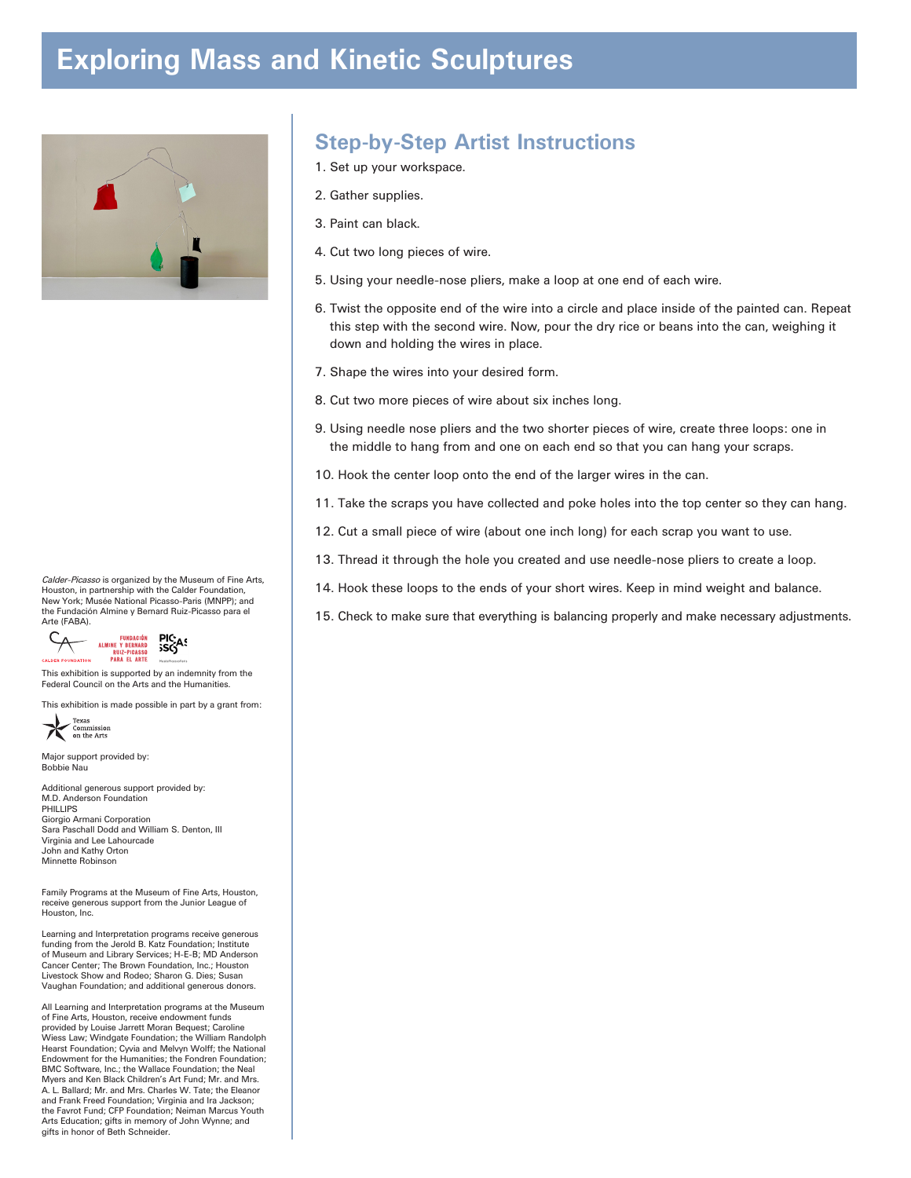# Exploring Mass and Kinetic Sculptures

## Step-by-Step Artist Instructions

1. Set up your workspace.
2. Gather supplies.
3. Paint can black.
4. Cut two long pieces of wire.
5. Using your needle-nose pliers, make a loop at one end of each wire.
6. Twist the opposite end of the wire into a circle and place inside of the painted can. Repeat this step with the second wire. Now, pour the dry rice or beans into the can, weighing it down and holding the wires in place.
7. Shape the wires into your desired form.
8. Cut two more pieces of wire about six inches long.
9. Using needle nose pliers and the two shorter pieces of wire, create three loops: one in the middle to hang from and one on each end so that you can hang your scraps.
10. Hook the center loop onto the end of the larger wires in the can.
11. Take the scraps you have collected and poke holes into the top center so they can hang.
12. Cut a small piece of wire (about one inch long) for each scrap you want to use.
13. Thread it through the hole you created and use needle-nose pliers to create a loop.
14. Hook these loops to the ends of your short wires. Keep in mind weight and balance.
15. Check to make sure that everything is balancing properly and make necessary adjustments.

*Calder-Picasso* is organized by the Museum of Fine Arts, Houston, in partnership with the Calder Foundation, New York; Musée National Picasso-Paris (MNPP); and the Fundación Almine y Bernard Ruiz-Picasso para el Arte (FABA).

This exhibition is supported by an indemnity from the Federal Council on the Arts and the Humanities.

This exhibition is made possible in part by a grant from:

Texas Commission on the Arts

Major support provided by:
Bobbie Nau

Additional generous support provided by:
M.D. Anderson Foundation
PHILLIPS
Giorgio Armani Corporation
Sara Paschall Dodd and William S. Denton, III
Virginia and Lee Lahourcade
John and Kathy Orton
Minnette Robinson

Family Programs at the Museum of Fine Arts, Houston, receive generous support from the Junior League of Houston, Inc.

Learning and Interpretation programs receive generous funding from the Jerold B. Katz Foundation; Institute of Museum and Library Services; H-E-B; MD Anderson Cancer Center; The Brown Foundation, Inc.; Houston Livestock Show and Rodeo; Sharon G. Dies; Susan Vaughan Foundation; and additional generous donors.

All Learning and Interpretation programs at the Museum of Fine Arts, Houston, receive endowment funds provided by Louise Jarrett Moran Bequest; Caroline Wiess Law; Windgate Foundation; the William Randolph Hearst Foundation; Cyvia and Melvyn Wolff; the National Endowment for the Humanities; the Fondren Foundation; BMC Software, Inc.; the Wallace Foundation; the Neal Myers and Ken Black Children's Art Fund; Mr. and Mrs. A. L. Ballard; Mr. and Mrs. Charles W. Tate; the Eleanor and Frank Freed Foundation; Virginia and Ira Jackson; the Favrot Fund; CFP Foundation; Neiman Marcus Youth Arts Education; gifts in memory of John Wynne; and gifts in honor of Beth Schneider.